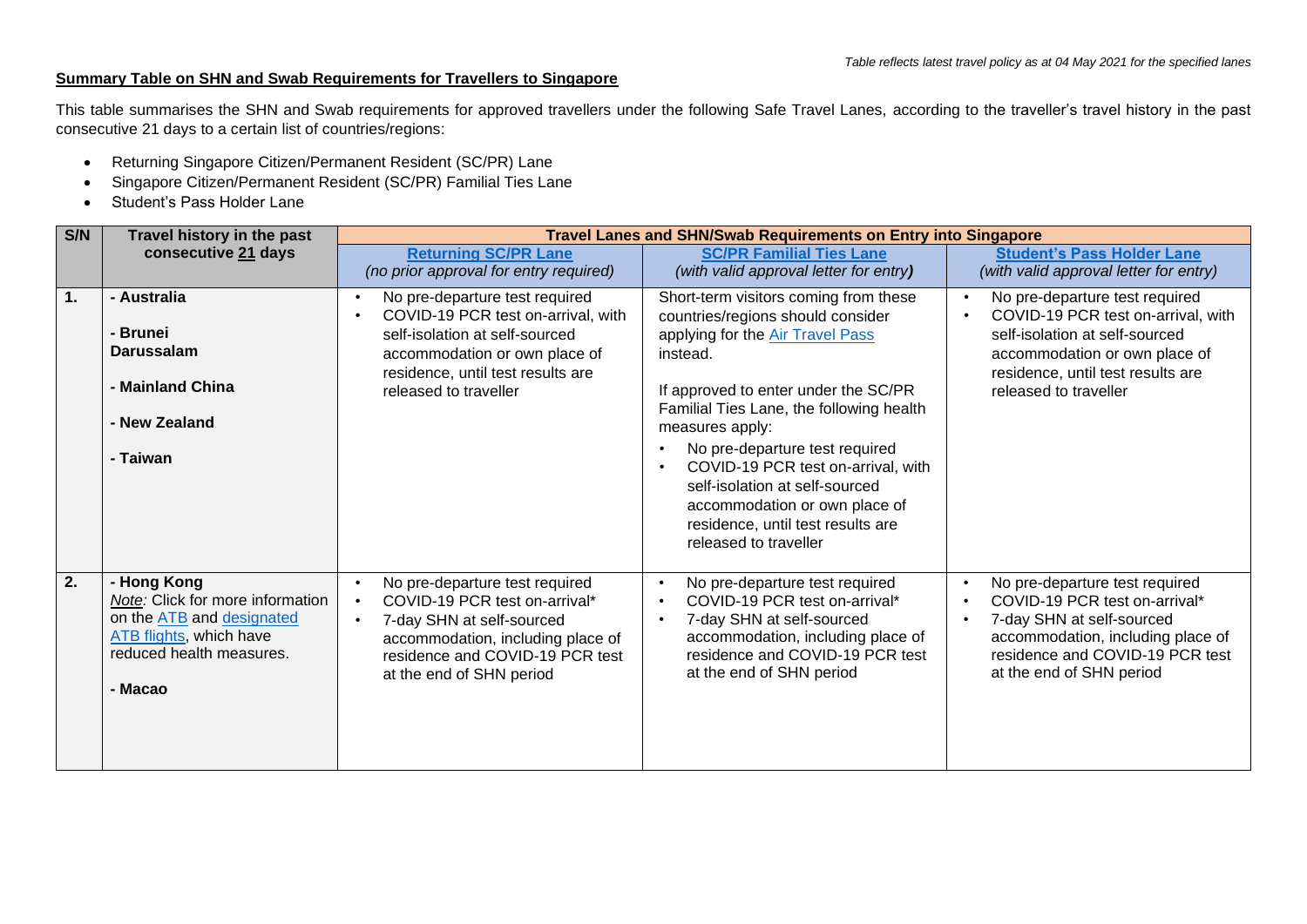*Table reflects latest travel policy as at 04 May 2021 for the specified lanes*

**Summary Table on SHN and Swab Requirements for Travellers to Singapore**

This table summarises the SHN and Swab requirements for approved travellers under the following Safe Travel Lanes, according to the traveller's travel history in the past consecutive 21 days to a certain list of countries/regions:

- Returning Singapore Citizen/Permanent Resident (SC/PR) Lane
- Singapore Citizen/Permanent Resident (SC/PR) Familial Ties Lane
- Student's Pass Holder Lane

| S/N | Travel history in the past consecutive 21 days | Travel Lanes and SHN/Swab Requirements on Entry into Singapore | | |
|---|---|---|---|---|
| | | **Returning SC/PR Lane**<br>*(no prior approval for entry required)* | **SC/PR Familial Ties Lane**<br>*(with valid approval letter for entry)* | **Student's Pass Holder Lane**<br>*(with valid approval letter for entry)* |
| 1. | **- Australia**<br>**- Brunei Darussalam**<br>**- Mainland China**<br>**- New Zealand**<br>**- Taiwan** | • No pre-departure test required<br>• COVID-19 PCR test on-arrival, with self-isolation at self-sourced accommodation or own place of residence, until test results are released to traveller | Short-term visitors coming from these countries/regions should consider applying for the Air Travel Pass instead.<br><br>If approved to enter under the SC/PR Familial Ties Lane, the following health measures apply:<br>• No pre-departure test required<br>• COVID-19 PCR test on-arrival, with self-isolation at self-sourced accommodation or own place of residence, until test results are released to traveller | • No pre-departure test required<br>• COVID-19 PCR test on-arrival, with self-isolation at self-sourced accommodation or own place of residence, until test results are released to traveller |
| 2. | **- Hong Kong**<br>*Note:* Click for more information on the ATB and designated ATB flights, which have reduced health measures.<br><br>**- Macao** | • No pre-departure test required<br>• COVID-19 PCR test on-arrival*<br>• 7-day SHN at self-sourced accommodation, including place of residence and COVID-19 PCR test at the end of SHN period | • No pre-departure test required<br>• COVID-19 PCR test on-arrival*<br>• 7-day SHN at self-sourced accommodation, including place of residence and COVID-19 PCR test at the end of SHN period | • No pre-departure test required<br>• COVID-19 PCR test on-arrival*<br>• 7-day SHN at self-sourced accommodation, including place of residence and COVID-19 PCR test at the end of SHN period |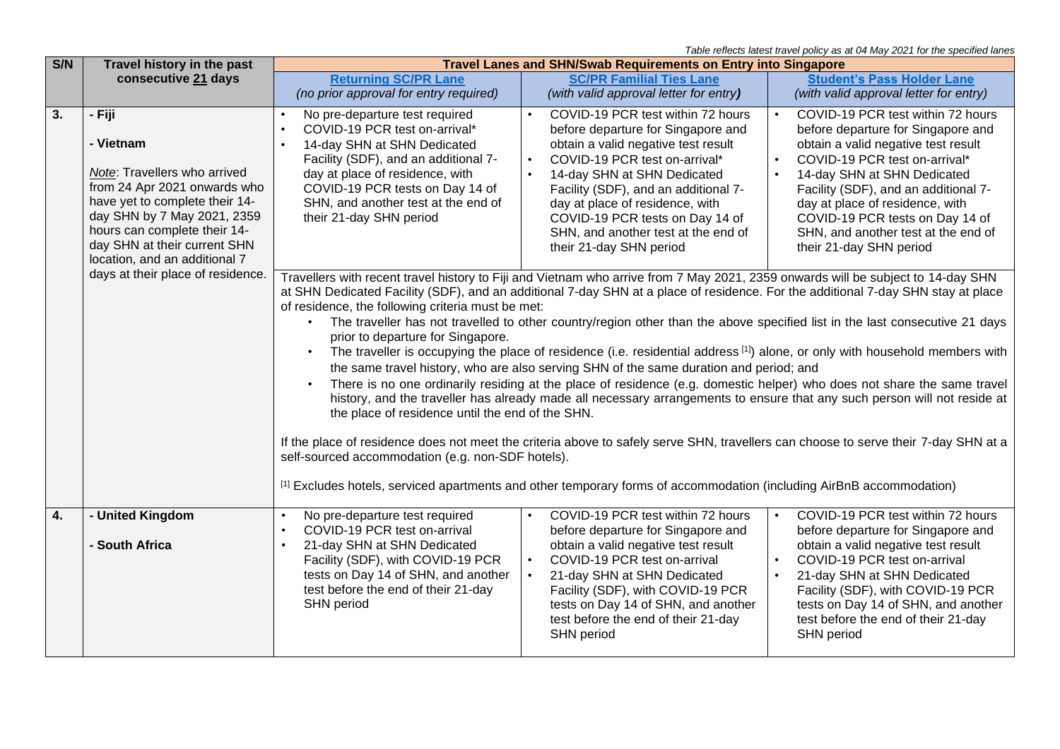*Table reflects latest travel policy as at 04 May 2021 for the specified lanes*

| S/N | Travel history in the past consecutive 21 days | Travel Lanes and SHN/Swab Requirements on Entry into Singapore | | |
|---|---|---|---|---|
| | | **Returning SC/PR Lane** *(no prior approval for entry required)* | **SC/PR Familial Ties Lane** *(with valid approval letter for entry)* | **Student's Pass Holder Lane** *(with valid approval letter for entry)* |
| **3.** | **- Fiji**<br><br>**- Vietnam**<br><br>*Note*: Travellers who arrived from 24 Apr 2021 onwards who have yet to complete their 14-day SHN by 7 May 2021, 2359 hours can complete their 14-day SHN at their current SHN location, and an additional 7 days at their place of residence. | • No pre-departure test required<br>• COVID-19 PCR test on-arrival*<br>• 14-day SHN at SHN Dedicated Facility (SDF), and an additional 7-day at place of residence, with COVID-19 PCR tests on Day 14 of SHN, and another test at the end of their 21-day SHN period | • COVID-19 PCR test within 72 hours before departure for Singapore and obtain a valid negative test result<br>• COVID-19 PCR test on-arrival*<br>• 14-day SHN at SHN Dedicated Facility (SDF), and an additional 7-day at place of residence, with COVID-19 PCR tests on Day 14 of SHN, and another test at the end of their 21-day SHN period | • COVID-19 PCR test within 72 hours before departure for Singapore and obtain a valid negative test result<br>• COVID-19 PCR test on-arrival*<br>• 14-day SHN at SHN Dedicated Facility (SDF), and an additional 7-day at place of residence, with COVID-19 PCR tests on Day 14 of SHN, and another test at the end of their 21-day SHN period |
| | | Travellers with recent travel history to Fiji and Vietnam who arrive from 7 May 2021, 2359 onwards will be subject to 14-day SHN at SHN Dedicated Facility (SDF), and an additional 7-day SHN at a place of residence. For the additional 7-day SHN stay at place of residence, the following criteria must be met:<br>• The traveller has not travelled to other country/region other than the above specified list in the last consecutive 21 days prior to departure for Singapore.<br>• The traveller is occupying the place of residence (i.e. residential address [1]) alone, or only with household members with the same travel history, who are also serving SHN of the same duration and period; and<br>• There is no one ordinarily residing at the place of residence (e.g. domestic helper) who does not share the same travel history, and the traveller has already made all necessary arrangements to ensure that any such person will not reside at the place of residence until the end of the SHN.<br><br>If the place of residence does not meet the criteria above to safely serve SHN, travellers can choose to serve their 7-day SHN at a self-sourced accommodation (e.g. non-SDF hotels).<br><br>[1] Excludes hotels, serviced apartments and other temporary forms of accommodation (including AirBnB accommodation) | | |
| **4.** | **- United Kingdom**<br><br>**- South Africa** | • No pre-departure test required<br>• COVID-19 PCR test on-arrival<br>• 21-day SHN at SHN Dedicated Facility (SDF), with COVID-19 PCR tests on Day 14 of SHN, and another test before the end of their 21-day SHN period | • COVID-19 PCR test within 72 hours before departure for Singapore and obtain a valid negative test result<br>• COVID-19 PCR test on-arrival<br>• 21-day SHN at SHN Dedicated Facility (SDF), with COVID-19 PCR tests on Day 14 of SHN, and another test before the end of their 21-day SHN period | • COVID-19 PCR test within 72 hours before departure for Singapore and obtain a valid negative test result<br>• COVID-19 PCR test on-arrival<br>• 21-day SHN at SHN Dedicated Facility (SDF), with COVID-19 PCR tests on Day 14 of SHN, and another test before the end of their 21-day SHN period |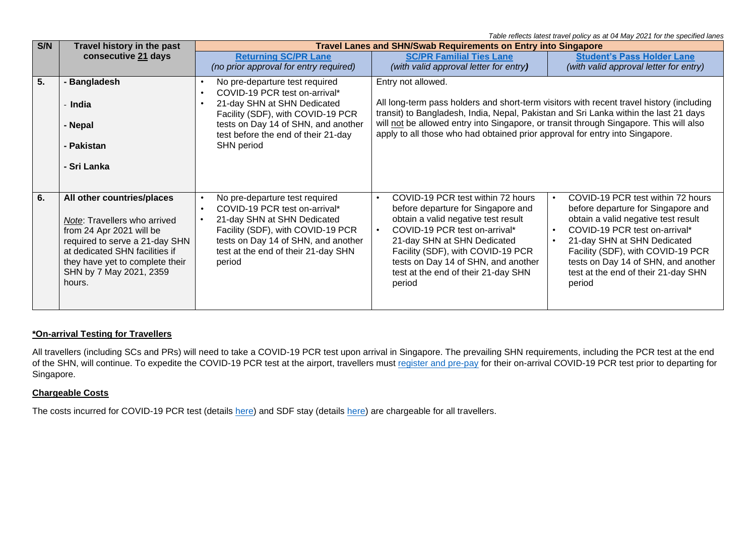*Table reflects latest travel policy as at 04 May 2021 for the specified lanes*

| S/N | Travel history in the past consecutive 21 days | Travel Lanes and SHN/Swab Requirements on Entry into Singapore | | |
|---|---|---|---|---|
| | | **Returning SC/PR Lane** *(no prior approval for entry required)* | **SC/PR Familial Ties Lane** *(with valid approval letter for entry)* | **Student's Pass Holder Lane** *(with valid approval letter for entry)* |
| **5.** | **- Bangladesh** <br> **- India** <br> **- Nepal** <br> **- Pakistan** <br> **- Sri Lanka** | • No pre-departure test required <br> • COVID-19 PCR test on-arrival* <br> • 21-day SHN at SHN Dedicated Facility (SDF), with COVID-19 PCR tests on Day 14 of SHN, and another test before the end of their 21-day SHN period | Entry not allowed. <br><br> All long-term pass holders and short-term visitors with recent travel history (including transit) to Bangladesh, India, Nepal, Pakistan and Sri Lanka within the last 21 days will not be allowed entry into Singapore, or transit through Singapore. This will also apply to all those who had obtained prior approval for entry into Singapore. | |
| **6.** | **All other countries/places** <br><br> *Note*: Travellers who arrived from 24 Apr 2021 will be required to serve a 21-day SHN at dedicated SHN facilities if they have yet to complete their SHN by 7 May 2021, 2359 hours. | • No pre-departure test required <br> • COVID-19 PCR test on-arrival* <br> • 21-day SHN at SHN Dedicated Facility (SDF), with COVID-19 PCR tests on Day 14 of SHN, and another test at the end of their 21-day SHN period | • COVID-19 PCR test within 72 hours before departure for Singapore and obtain a valid negative test result <br> • COVID-19 PCR test on-arrival* <br> • 21-day SHN at SHN Dedicated Facility (SDF), with COVID-19 PCR tests on Day 14 of SHN, and another test at the end of their 21-day SHN period | • COVID-19 PCR test within 72 hours before departure for Singapore and obtain a valid negative test result <br> • COVID-19 PCR test on-arrival* <br> • 21-day SHN at SHN Dedicated Facility (SDF), with COVID-19 PCR tests on Day 14 of SHN, and another test at the end of their 21-day SHN period |

**\*On-arrival Testing for Travellers**

All travellers (including SCs and PRs) will need to take a COVID-19 PCR test upon arrival in Singapore. The prevailing SHN requirements, including the PCR test at the end of the SHN, will continue. To expedite the COVID-19 PCR test at the airport, travellers must register and pre-pay for their on-arrival COVID-19 PCR test prior to departing for Singapore.

**Chargeable Costs**

The costs incurred for COVID-19 PCR test (details here) and SDF stay (details here) are chargeable for all travellers.